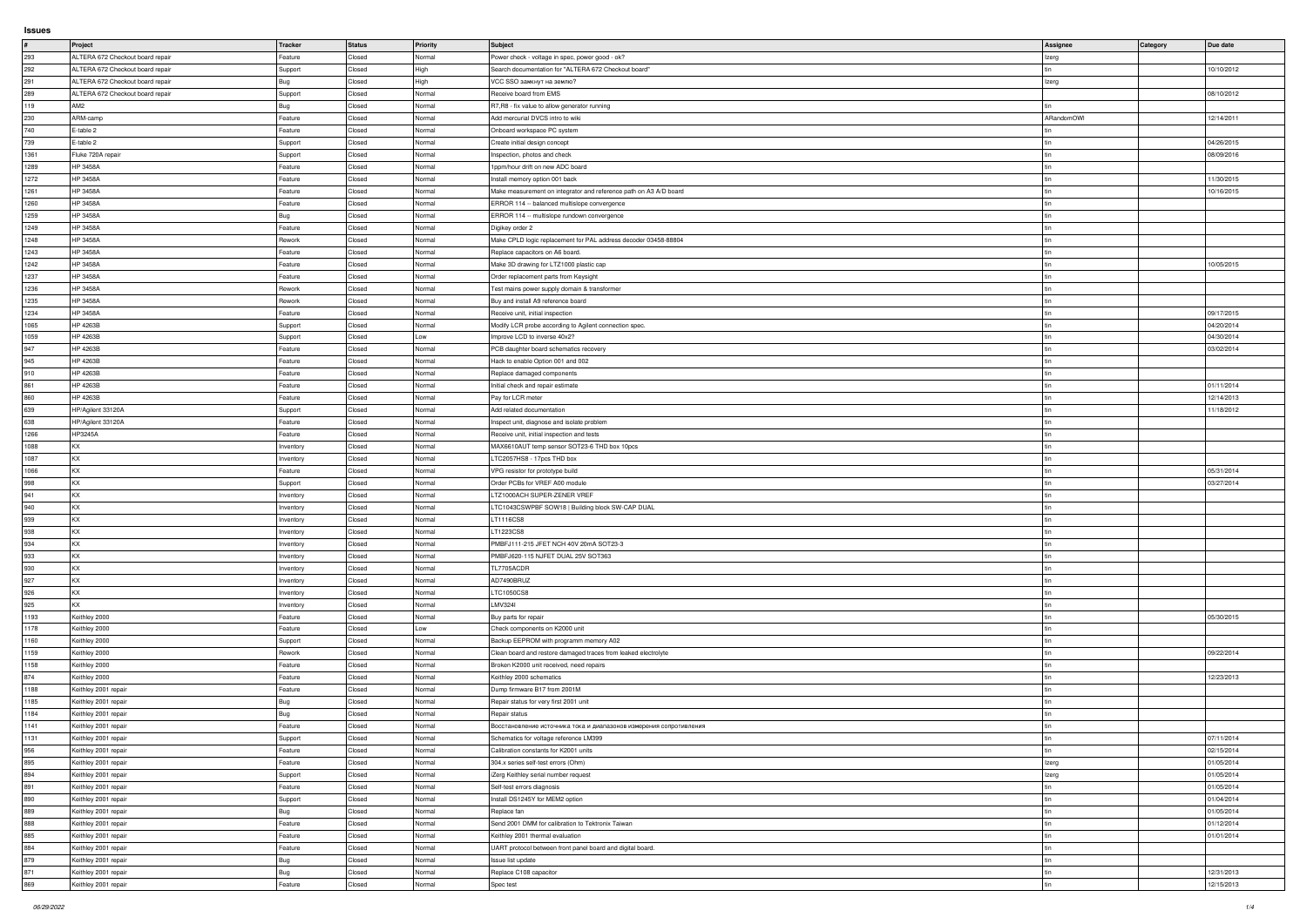**Issues**

| # | Project | Tracker | Status | Priority | Subject | Assignee | Category | Due date |
|---|---|---|---|---|---|---|---|---|
| 293 | ALTERA 672 Checkout board repair | Feature | Closed | Normal | Power check - voltage in spec, power good - ok? | Izerg | | |
| 292 | ALTERA 672 Checkout board repair | Support | Closed | High | Search documentation for "ALTERA 672 Checkout board" | tin | | 10/10/2012 |
| 291 | ALTERA 672 Checkout board repair | Bug | Closed | High | VCC SSO замкнут на землю? | Izerg | | |
| 289 | ALTERA 672 Checkout board repair | Support | Closed | Normal | Receive board from EMS | | | 08/10/2012 |
| 119 | AM2 | Bug | Closed | Normal | R7,R8 - fix value to allow generator running | tin | | |
| 230 | ARM-camp | Feature | Closed | Normal | Add mercurial DVCS intro to wiki | ARandomOWl | | 12/14/2011 |
| 740 | E-table 2 | Feature | Closed | Normal | Onboard workspace PC system | tin | | |
| 739 | E-table 2 | Support | Closed | Normal | Create initial design concept | tin | | 04/26/2015 |
| 1361 | Fluke 720A repair | Support | Closed | Normal | Inspection, photos and check | tin | | 08/09/2016 |
| 1289 | HP 3458A | Feature | Closed | Normal | 1ppm/hour drift on new ADC board | tin | | |
| 1272 | HP 3458A | Feature | Closed | Normal | Install memory option 001 back | tin | | 11/30/2015 |
| 1261 | HP 3458A | Feature | Closed | Normal | Make measurement on integrator and reference path on A3 A/D board | tin | | 10/16/2015 |
| 1260 | HP 3458A | Feature | Closed | Normal | ERROR 114 -- balanced multislope convergence | tin | | |
| 1259 | HP 3458A | Bug | Closed | Normal | ERROR 114 -- multislope rundown convergence | tin | | |
| 1249 | HP 3458A | Feature | Closed | Normal | Digikey order 2 | tin | | |
| 1248 | HP 3458A | Rework | Closed | Normal | Make CPLD logic replacement for PAL address decoder 03458-88804 | tin | | |
| 1243 | HP 3458A | Feature | Closed | Normal | Replace capacitors on A6 board. | tin | | |
| 1242 | HP 3458A | Feature | Closed | Normal | Make 3D drawing for LTZ1000 plastic cap | tin | | 10/05/2015 |
| 1237 | HP 3458A | Feature | Closed | Normal | Order replacement parts from Keysight | tin | | |
| 1236 | HP 3458A | Rework | Closed | Normal | Test mains power supply domain & transformer | tin | | |
| 1235 | HP 3458A | Rework | Closed | Normal | Buy and install A9 reference board | tin | | |
| 1234 | HP 3458A | Feature | Closed | Normal | Receive unit, initial inspection | tin | | 09/17/2015 |
| 1065 | HP 4263B | Support | Closed | Normal | Modify LCR probe according to Agilent connection spec. | tin | | 04/20/2014 |
| 1059 | HP 4263B | Support | Closed | Low | Improve LCD to inverse 40x2? | tin | | 04/30/2014 |
| 947 | HP 4263B | Feature | Closed | Normal | PCB daughter board schematics recovery | tin | | 03/02/2014 |
| 945 | HP 4263B | Feature | Closed | Normal | Hack to enable Option 001 and 002 | tin | | |
| 910 | HP 4263B | Feature | Closed | Normal | Replace damaged components | tin | | |
| 861 | HP 4263B | Feature | Closed | Normal | Initial check and repair estimate | tin | | 01/11/2014 |
| 860 | HP 4263B | Feature | Closed | Normal | Pay for LCR meter | tin | | 12/14/2013 |
| 639 | HP/Agilent 33120A | Support | Closed | Normal | Add related documentation | tin | | 11/18/2012 |
| 638 | HP/Agilent 33120A | Feature | Closed | Normal | Inspect unit, diagnose and isolate problem | tin | | |
| 1266 | HP3245A | Feature | Closed | Normal | Receive unit, initial inspection and tests | tin | | |
| 1088 | KX | Inventory | Closed | Normal | MAX6610AUT temp sensor SOT23-6 THD box 10pcs | tin | | |
| 1087 | KX | Inventory | Closed | Normal | LTC2057HS8 - 17pcs THD box | tin | | |
| 1066 | KX | Feature | Closed | Normal | VPG resistor for prototype build | tin | | 05/31/2014 |
| 998 | KX | Support | Closed | Normal | Order PCBs for VREF A00 module | tin | | 03/27/2014 |
| 941 | KX | Inventory | Closed | Normal | LTZ1000ACH SUPER-ZENER VREF | tin | | |
| 940 | KX | Inventory | Closed | Normal | LTC1043CSWPBF SOW18 \| Building block SW-CAP DUAL | tin | | |
| 939 | KX | Inventory | Closed | Normal | LT1116CS8 | tin | | |
| 938 | KX | Inventory | Closed | Normal | LT1223CS8 | tin | | |
| 934 | KX | Inventory | Closed | Normal | PMBFJ111-215 JFET NCH 40V 20mA SOT23-3 | tin | | |
| 933 | KX | Inventory | Closed | Normal | PMBFJ620-115 NJFET DUAL 25V SOT363 | tin | | |
| 930 | KX | Inventory | Closed | Normal | TL7705ACDR | tin | | |
| 927 | KX | Inventory | Closed | Normal | AD7490BRUZ | tin | | |
| 926 | KX | Inventory | Closed | Normal | LTC1050CS8 | tin | | |
| 925 | KX | Inventory | Closed | Normal | LMV324I | tin | | |
| 1193 | Keithley 2000 | Feature | Closed | Normal | Buy parts for repair | tin | | 05/30/2015 |
| 1178 | Keithley 2000 | Feature | Closed | Low | Check components on K2000 unit | tin | | |
| 1160 | Keithley 2000 | Support | Closed | Normal | Backup EEPROM with programm memory A02 | tin | | |
| 1159 | Keithley 2000 | Rework | Closed | Normal | Clean board and restore damaged traces from leaked electrolyte | tin | | 09/22/2014 |
| 1158 | Keithley 2000 | Feature | Closed | Normal | Broken K2000 unit received, need repairs | tin | | |
| 874 | Keithley 2000 | Feature | Closed | Normal | Keithley 2000 schematics | tin | | 12/23/2013 |
| 1188 | Keithley 2001 repair | Feature | Closed | Normal | Dump firmware B17 from 2001M | tin | | |
| 1185 | Keithley 2001 repair | Bug | Closed | Normal | Repair status for very first 2001 unit | tin | | |
| 1184 | Keithley 2001 repair | Bug | Closed | Normal | Repair status | tin | | |
| 1141 | Keithley 2001 repair | Feature | Closed | Normal | Восстановление источника тока и диапазонов измерения сопротивления | tin | | |
| 1131 | Keithley 2001 repair | Support | Closed | Normal | Schematics for voltage reference LM399 | tin | | 07/11/2014 |
| 956 | Keithley 2001 repair | Feature | Closed | Normal | Calibration constants for K2001 units | tin | | 02/15/2014 |
| 895 | Keithley 2001 repair | Feature | Closed | Normal | 304.x series self-test errors (Ohm) | Izerg | | 01/05/2014 |
| 894 | Keithley 2001 repair | Support | Closed | Normal | iZerg Keithley serial number request | Izerg | | 01/05/2014 |
| 891 | Keithley 2001 repair | Feature | Closed | Normal | Self-test errors diagnosis | tin | | 01/05/2014 |
| 890 | Keithley 2001 repair | Support | Closed | Normal | Install DS1245Y for MEM2 option | tin | | 01/04/2014 |
| 889 | Keithley 2001 repair | Bug | Closed | Normal | Replace fan | tin | | 01/05/2014 |
| 888 | Keithley 2001 repair | Feature | Closed | Normal | Send 2001 DMM for calibration to Tektronix Taiwan | tin | | 01/12/2014 |
| 885 | Keithley 2001 repair | Feature | Closed | Normal | Keithley 2001 thermal evaluation | tin | | 01/01/2014 |
| 884 | Keithley 2001 repair | Feature | Closed | Normal | UART protocol between front panel board and digital board. | tin | | |
| 879 | Keithley 2001 repair | Bug | Closed | Normal | Issue list update | tin | | |
| 871 | Keithley 2001 repair | Bug | Closed | Normal | Replace C108 capacitor | tin | | 12/31/2013 |
| 869 | Keithley 2001 repair | Feature | Closed | Normal | Spec test | tin | | 12/15/2013 |

06/29/2022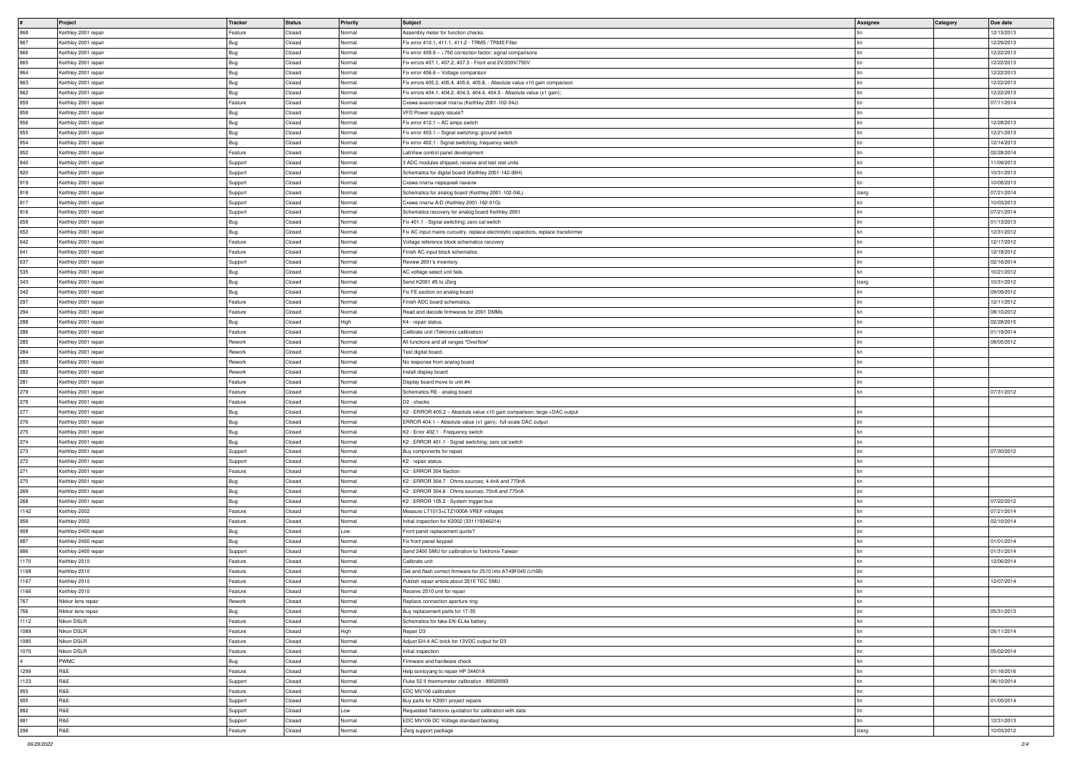| # | Project | Tracker | Status | Priority | Subject | Assignee | Category | Due date |
|---|---|---|---|---|---|---|---|---|
| 868 | Keithley 2001 repair | Feature | Closed | Normal | Assembly meter for function checks. | tin | | 12/15/2013 |
| 867 | Keithley 2001 repair | Bug | Closed | Normal | Fix error 410.1, 411.1, 411.2 - TRMS / TRMS Filter | tin | | 12/29/2013 |
| 866 | Keithley 2001 repair | Bug | Closed | Normal | Fix error 409.6 – +750 correction factor; signal comparisons | tin | | 12/22/2013 |
| 865 | Keithley 2001 repair | Bug | Closed | Normal | Fix errors 407.1, 407.2, 407.3 - Front end 2V/200V/750V | tin | | 12/22/2013 |
| 864 | Keithley 2001 repair | Bug | Closed | Normal | Fix error 406.6 – Voltage comparison | tin | | 12/22/2013 |
| 863 | Keithley 2001 repair | Bug | Closed | Normal | Fix errors 405.2, 405.4, 405.6, 405.8, - Absolute value x10 gain comparison | tin | | 12/22/2013 |
| 862 | Keithley 2001 repair | Bug | Closed | Normal | Fix errors 404.1, 404.2, 404.3, 404.4, 404.5 - Absolute value (x1 gain); | tin | | 12/22/2013 |
| 859 | Keithley 2001 repair | Feature | Closed | Normal | Схема аналоговой платы (Keithley 2001-102-04J) | tin | | 07/11/2014 |
| 858 | Keithley 2001 repair | Bug | Closed | Normal | VFD Power supply issues? | tin | | |
| 856 | Keithley 2001 repair | Bug | Closed | Normal | Fix error 412.1 – AC amps switch | tin | | 12/28/2013 |
| 855 | Keithley 2001 repair | Bug | Closed | Normal | Fix error 403.1 – Signal switching; ground switch | tin | | 12/21/2013 |
| 854 | Keithley 2001 repair | Bug | Closed | Normal | Fix error 402.1 - Signal switching; frequency switch | tin | | 12/14/2013 |
| 852 | Keithley 2001 repair | Feature | Closed | Normal | LabView control panel development | tin | | 02/28/2014 |
| 840 | Keithley 2001 repair | Support | Closed | Normal | 3 ADC modules shipped, receive and test rest units | tin | | 11/09/2013 |
| 820 | Keithley 2001 repair | Support | Closed | Normal | Schematics for digital board (Keithley 2001-142-06H) | tin | | 10/31/2013 |
| 819 | Keithley 2001 repair | Support | Closed | Normal | Схема платы передней панели | tin | | 10/08/2013 |
| 818 | Keithley 2001 repair | Support | Closed | Normal | Schematics for analog board (Keithley 2001-102-04L) | Izerg | | 07/21/2014 |
| 817 | Keithley 2001 repair | Support | Closed | Normal | Схема платы A/D (Keithley 2001-162-01G) | tin | | 10/03/2013 |
| 816 | Keithley 2001 repair | Support | Closed | Normal | Schematics recovery for analog board Keithley 2001 | tin | | 07/21/2014 |
| 658 | Keithley 2001 repair | Bug | Closed | Normal | Fix 401.1 - Signal switching; zero cal switch | tin | | 01/13/2013 |
| 652 | Keithley 2001 repair | Bug | Closed | Normal | Fix AC input mains curcuitry, replace electrolytic capacitors, replace transformer | tin | | 12/31/2012 |
| 642 | Keithley 2001 repair | Feature | Closed | Normal | Voltage reference block schematics recovery | tin | | 12/17/2012 |
| 641 | Keithley 2001 repair | Feature | Closed | Normal | Finish AC input block schematics | tin | | 12/18/2012 |
| 637 | Keithley 2001 repair | Support | Closed | Normal | Review 2001's inventory | tin | | 02/16/2014 |
| 535 | Keithley 2001 repair | Bug | Closed | Normal | AC voltage select unit fails | tin | | 10/21/2012 |
| 343 | Keithley 2001 repair | Bug | Closed | Normal | Send K2001 #5 to iZerg | Izerg | | 10/31/2012 |
| 342 | Keithley 2001 repair | Bug | Closed | Normal | Fix FE section on analog board | tin | | 09/09/2012 |
| 297 | Keithley 2001 repair | Feature | Closed | Normal | Finish ADC board schematics. | tin | | 12/11/2012 |
| 294 | Keithley 2001 repair | Feature | Closed | Normal | Read and decode firmwares for 2001 DMMs | tin | | 08/10/2012 |
| 288 | Keithley 2001 repair | Bug | Closed | High | K4 - repair status. | tin | | 02/28/2015 |
| 286 | Keithley 2001 repair | Feature | Closed | Normal | Calibrate unit (Tektronix calibration) | tin | | 01/19/2014 |
| 285 | Keithley 2001 repair | Rework | Closed | Normal | All functions and all ranges "Overflow" | tin | | 08/05/2012 |
| 284 | Keithley 2001 repair | Rework | Closed | Normal | Test digital board. | tin | | |
| 283 | Keithley 2001 repair | Rework | Closed | Normal | No response from analog board | tin | | |
| 282 | Keithley 2001 repair | Rework | Closed | Normal | Install display board | tin | | |
| 281 | Keithley 2001 repair | Feature | Closed | Normal | Display board move to unit #4 | tin | | |
| 279 | Keithley 2001 repair | Feature | Closed | Normal | Schematics RE - analog board | tin | | 07/31/2012 |
| 278 | Keithley 2001 repair | Feature | Closed | Normal | D2 - checks | | | |
| 277 | Keithley 2001 repair | Bug | Closed | Normal | K2 - ERROR 405.2 – Absolute value x10 gain comparison; large +DAC output | tin | | |
| 276 | Keithley 2001 repair | Bug | Closed | Normal | ERROR 404.1 – Absolute value (x1 gain); -full-scale DAC output | tin | | |
| 275 | Keithley 2001 repair | Bug | Closed | Normal | K2 - Error 402.1 - Frequency switch | tin | | |
| 274 | Keithley 2001 repair | Bug | Closed | Normal | K2 : ERROR 401.1 - Signal switching; zero cal switch | tin | | |
| 273 | Keithley 2001 repair | Support | Closed | Normal | Buy components for repair | tin | | 07/30/2012 |
| 272 | Keithley 2001 repair | Support | Closed | Normal | K2 - repair status. | tin | | |
| 271 | Keithley 2001 repair | Feature | Closed | Normal | K2 : ERROR 304 Section | tin | | |
| 270 | Keithley 2001 repair | Bug | Closed | Normal | K2 : ERROR 304.7 - Ohms sources; 4.4nA and 770nA | tin | | |
| 269 | Keithley 2001 repair | Bug | Closed | Normal | K2 : ERROR 304.6 - Ohms sources; 70nA and 770nA | tin | | |
| 268 | Keithley 2001 repair | Bug | Closed | Normal | K2 : ERROR 105.2 - System trigger bus | tin | | 07/22/2012 |
| 1142 | Keithley 2002 | Feature | Closed | Normal | Measure LT1013+LTZ1000A VREF voltages | tin | | 07/21/2014 |
| 958 | Keithley 2002 | Feature | Closed | Normal | Initial inspection for K2002 (331119346214) | tin | | 02/10/2014 |
| 908 | Keithley 2400 repair | Bug | Closed | Low | Front panel replacement quote? | tin | | |
| 887 | Keithley 2400 repair | Bug | Closed | Normal | Fix front panel keypad | tin | | 01/01/2014 |
| 886 | Keithley 2400 repair | Support | Closed | Normal | Send 2400 SMU for calibration to Tektronix Taiwan | tin | | 01/31/2014 |
| 1170 | Keithley 2510 | Feature | Closed | Normal | Calibrate unit | tin | | 12/06/2014 |
| 1168 | Keithley 2510 | Feature | Closed | Normal | Get and flash correct firmware for 2510 into AT49F040 (U168) | tin | | |
| 1167 | Keithley 2510 | Feature | Closed | Normal | Publish repair article about 2510 TEC SMU | tin | | 12/07/2014 |
| 1166 | Keithley 2510 | Feature | Closed | Normal | Receive 2510 unit for repair | tin | | |
| 767 | Nikkor lens repair | Rework | Closed | Normal | Replace connection aperture ring | tin | | |
| 766 | Nikkor lens repair | Bug | Closed | Normal | Buy replacement parts for 17-35 | tin | | 05/31/2013 |
| 1112 | Nikon DSLR | Feature | Closed | Normal | Schematics for fake EN-EL4a battery | tin | | |
| 1089 | Nikon DSLR | Feature | Closed | High | Repair D3 | tin | | 05/11/2014 |
| 1080 | Nikon DSLR | Feature | Closed | Normal | Adjust EH-4 AC brick for 13VDC output for D3 | tin | | |
| 1070 | Nikon DSLR | Feature | Closed | Normal | Initial inspection | tin | | 05/02/2014 |
| 4 | PWMC | Bug | Closed | Normal | Firmware and hardware check | tin | | |
| 1299 | R&E | Feature | Closed | Normal | Help sonicyang to repair HP 34401A | tin | | 01/16/2016 |
| 1123 | R&E | Support | Closed | Normal | Fluke 52 II thermometer calibration - 89020093 | tin | | 06/10/2014 |
| 955 | R&E | Feature | Closed | Normal | EDC MV106 calibration | tin | | |
| 905 | R&E | Support | Closed | Normal | Buy parts for K2001 project repairs | tin | | 01/05/2014 |
| 882 | R&E | Support | Closed | Low | Requested Tektronix quotation for calibration with data | tin | | |
| 881 | R&E | Support | Closed | Normal | EDC MV106 DC Voltage standard backlog | tin | | 12/31/2013 |
| 296 | R&E | Feature | Closed | Normal | iZerg support package | Izerg | | 10/03/2012 |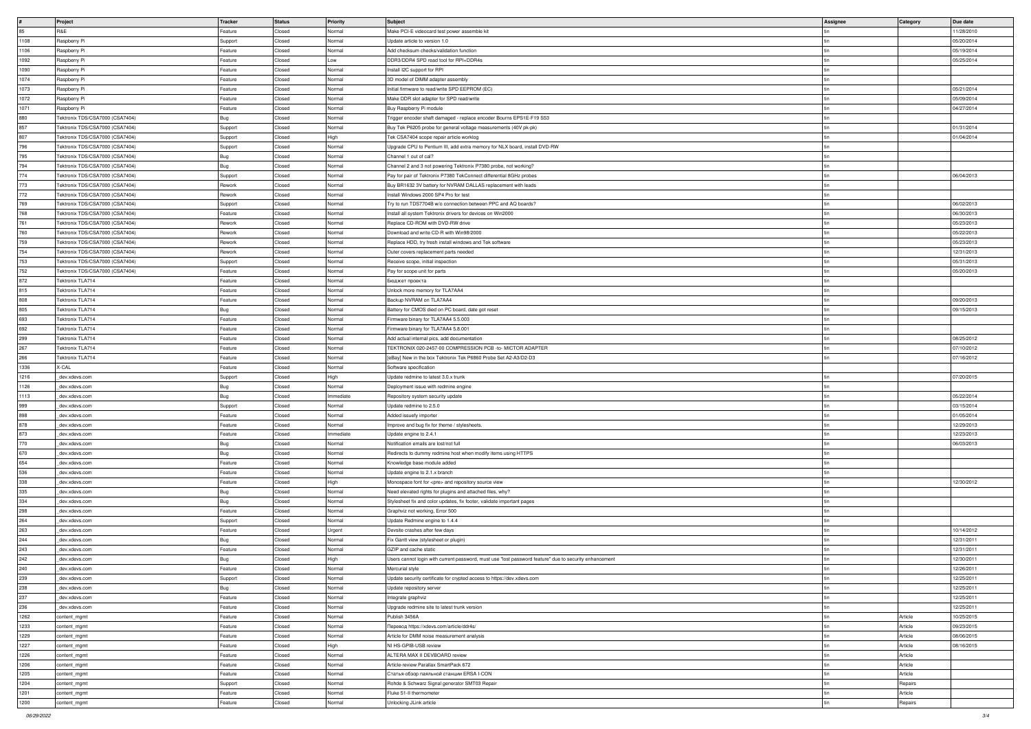| # | Project | Tracker | Status | Priority | Subject | Assignee | Category | Due date |
|---|---|---|---|---|---|---|---|---|
| 85 | R&E | Feature | Closed | Normal | Make PCI-E videocard test power assemble kit | tin | | 11/28/2010 |
| 1108 | Raspberry Pi | Support | Closed | Normal | Update article to version 1.0 | tin | | 05/20/2014 |
| 1106 | Raspberry Pi | Feature | Closed | Normal | Add checksum checks/validation function | tin | | 05/19/2014 |
| 1092 | Raspberry Pi | Feature | Closed | Low | DDR3/DDR4 SPD read tool for RPI+DDR4s | tin | | 05/25/2014 |
| 1090 | Raspberry Pi | Feature | Closed | Normal | Install I2C support for RPI | tin | | |
| 1074 | Raspberry Pi | Feature | Closed | Normal | 3D model of DIMM adapter assembly | tin | | |
| 1073 | Raspberry Pi | Feature | Closed | Normal | Initial firmware to read/write SPD EEPROM (EC) | tin | | 05/21/2014 |
| 1072 | Raspberry Pi | Feature | Closed | Normal | Make DDR slot adapter for SPD read/write | tin | | 05/09/2014 |
| 1071 | Raspberry Pi | Feature | Closed | Normal | Buy Raspberry Pi module | tin | | 04/27/2014 |
| 880 | Tektronix TDS/CSA7000 (CSA7404) | Bug | Closed | Normal | Trigger encoder shaft damaged - replace encoder Bourns EPS1E-F19 S53 | tin | | |
| 857 | Tektronix TDS/CSA7000 (CSA7404) | Support | Closed | Normal | Buy Tek P6205 probe for general voltage measurements (40V pk-pk) | tin | | 01/31/2014 |
| 807 | Tektronix TDS/CSA7000 (CSA7404) | Support | Closed | High | Tek CSA7404 scope repair article worklog | tin | | 01/04/2014 |
| 796 | Tektronix TDS/CSA7000 (CSA7404) | Support | Closed | Normal | Upgrade CPU to Pentium III, add extra memory for NLX board, install DVD-RW | tin | | |
| 795 | Tektronix TDS/CSA7000 (CSA7404) | Bug | Closed | Normal | Channel 1 out of cal? | tin | | |
| 794 | Tektronix TDS/CSA7000 (CSA7404) | Bug | Closed | Normal | Channel 2 and 3 not powering Tektronix P7380 probe, not working? | tin | | |
| 774 | Tektronix TDS/CSA7000 (CSA7404) | Support | Closed | Normal | Pay for pair of Tektronix P7380 TekConnect differential 8GHz probes | tin | | 06/04/2013 |
| 773 | Tektronix TDS/CSA7000 (CSA7404) | Rework | Closed | Normal | Buy BR1632 3V battery for NVRAM DALLAS replacement with leads | tin | | |
| 772 | Tektronix TDS/CSA7000 (CSA7404) | Rework | Closed | Normal | Install Windows 2000 SP4 Pro for test | tin | | |
| 769 | Tektronix TDS/CSA7000 (CSA7404) | Support | Closed | Normal | Try to run TDS7704B w/o connection between PPC and AQ boards? | tin | | 06/02/2013 |
| 768 | Tektronix TDS/CSA7000 (CSA7404) | Feature | Closed | Normal | Install all system Tektronix drivers for devices on Win2000 | tin | | 06/30/2013 |
| 761 | Tektronix TDS/CSA7000 (CSA7404) | Rework | Closed | Normal | Replace CD-ROM with DVD-RW drive | tin | | 05/23/2013 |
| 760 | Tektronix TDS/CSA7000 (CSA7404) | Rework | Closed | Normal | Download and write CD-R with Win98/2000 | tin | | 05/22/2013 |
| 759 | Tektronix TDS/CSA7000 (CSA7404) | Rework | Closed | Normal | Replace HDD, try fresh install windows and Tek software | tin | | 05/23/2013 |
| 754 | Tektronix TDS/CSA7000 (CSA7404) | Rework | Closed | Normal | Outer covers replacement parts needed | tin | | 12/31/2013 |
| 753 | Tektronix TDS/CSA7000 (CSA7404) | Support | Closed | Normal | Receive scope, initial inspection | tin | | 05/31/2013 |
| 752 | Tektronix TDS/CSA7000 (CSA7404) | Feature | Closed | Normal | Pay for scope unit for parts | tin | | 05/20/2013 |
| 872 | Tektronix TLA714 | Feature | Closed | Normal | Бюджет проекта | tin | | |
| 815 | Tektronix TLA714 | Feature | Closed | Normal | Unlock more memory for TLA7AA4 | tin | | |
| 808 | Tektronix TLA714 | Feature | Closed | Normal | Backup NVRAM on TLA7AA4 | tin | | 09/20/2013 |
| 805 | Tektronix TLA714 | Bug | Closed | Normal | Battery for CMOS died on PC board, date got reset | tin | | 09/15/2013 |
| 693 | Tektronix TLA714 | Feature | Closed | Normal | Firmware binary for TLA7AA4 5.5.003 | tin | | |
| 692 | Tektronix TLA714 | Feature | Closed | Normal | Firmware binary for TLA7AA4 5.8.001 | tin | | |
| 299 | Tektronix TLA714 | Feature | Closed | Normal | Add actual internal pics, add documentation | tin | | 08/25/2012 |
| 267 | Tektronix TLA714 | Feature | Closed | Normal | TEKTRONIX 020-2457-00 COMPRESSION PCB -to- MICTOR ADAPTER | tin | | 07/10/2012 |
| 266 | Tektronix TLA714 | Feature | Closed | Normal | [eBay] New in the box Tektronix Tek P6860 Probe Set A2-A3/D2-D3 | tin | | 07/16/2012 |
| 1336 | X-CAL | Feature | Closed | Normal | Software specification | | | |
| 1216 | _dev.xdevs.com | Support | Closed | High | Update redmine to latest 3.0.x trunk | tin | | 07/20/2015 |
| 1126 | _dev.xdevs.com | Bug | Closed | Normal | Deployment issue with redmine engine | tin | | |
| 1113 | _dev.xdevs.com | Bug | Closed | Immediate | Repository system security update | tin | | 05/22/2014 |
| 999 | _dev.xdevs.com | Support | Closed | Normal | Update redmine to 2.5.0 | tin | | 03/15/2014 |
| 898 | _dev.xdevs.com | Feature | Closed | Normal | Added issuefy importer | tin | | 01/05/2014 |
| 878 | _dev.xdevs.com | Feature | Closed | Normal | Improve and bug fix for theme / stylesheets. | tin | | 12/29/2013 |
| 873 | _dev.xdevs.com | Feature | Closed | Immediate | Update engine to 2.4.1 | tin | | 12/23/2013 |
| 770 | _dev.xdevs.com | Bug | Closed | Normal | Notification emails are lost/not full | tin | | 06/03/2013 |
| 670 | _dev.xdevs.com | Bug | Closed | Normal | Redirects to dummy redmine host when modify items using HTTPS | tin | | |
| 654 | _dev.xdevs.com | Feature | Closed | Normal | Knowledge base module added | tin | | |
| 536 | _dev.xdevs.com | Feature | Closed | Normal | Update engine to 2.1.x branch | tin | | |
| 338 | _dev.xdevs.com | Feature | Closed | High | Monospace font for <pre> and repository source view | tin | | 12/30/2012 |
| 335 | _dev.xdevs.com | Bug | Closed | Normal | Need elevated rights for plugins and attached files, why? | tin | | |
| 334 | _dev.xdevs.com | Bug | Closed | Normal | Stylesheet fix and color updates, fix footer, validate important pages | tin | | |
| 298 | _dev.xdevs.com | Feature | Closed | Normal | Graphviz not working, Error 500 | tin | | |
| 264 | _dev.xdevs.com | Support | Closed | Normal | Update Redmine engine to 1.4.4 | tin | | |
| 263 | _dev.xdevs.com | Feature | Closed | Urgent | Devsite crashes after few days | tin | | 10/14/2012 |
| 244 | _dev.xdevs.com | Bug | Closed | Normal | Fix Gantt view (stylesheet or plugin) | tin | | 12/31/2011 |
| 243 | _dev.xdevs.com | Feature | Closed | Normal | GZIP and cache static | tin | | 12/31/2011 |
| 242 | _dev.xdevs.com | Bug | Closed | High | Users cannot login with current password, must use "lost password feature" due to security enhancement | tin | | 12/30/2011 |
| 240 | _dev.xdevs.com | Feature | Closed | Normal | Mercurial style | tin | | 12/26/2011 |
| 239 | _dev.xdevs.com | Support | Closed | Normal | Update security certificate for crypted access to https://dev.xdevs.com | tin | | 12/25/2011 |
| 238 | _dev.xdevs.com | Bug | Closed | Normal | Update repository server | tin | | 12/25/2011 |
| 237 | _dev.xdevs.com | Feature | Closed | Normal | Integrate graphviz | tin | | 12/25/2011 |
| 236 | _dev.xdevs.com | Feature | Closed | Normal | Upgrade redmine site to latest trunk version | tin | | 12/25/2011 |
| 1262 | content_mgmt | Feature | Closed | Normal | Publish 3456A | tin | Article | 10/25/2015 |
| 1233 | content_mgmt | Feature | Closed | Normal | Перевод https://xdevs.com/article/ddr4s/ | tin | Article | 09/23/2015 |
| 1229 | content_mgmt | Feature | Closed | Normal | Article for DMM noise measurement analysis | tin | Article | 08/06/2015 |
| 1227 | content_mgmt | Feature | Closed | High | NI HS-GPIB-USB review | tin | Article | 08/16/2015 |
| 1226 | content_mgmt | Feature | Closed | Normal | ALTERA MAX II DEVBOARD review | tin | Article | |
| 1206 | content_mgmt | Feature | Closed | Normal | Article-review Parallax SmartPack 672 | tin | Article | |
| 1205 | content_mgmt | Feature | Closed | Normal | Статья-обзор паяльной станции ERSA I-CON | tin | Article | |
| 1204 | content_mgmt | Support | Closed | Normal | Rohde & Schwarz Signal generator SMT03 Repair | tin | Repairs | |
| 1201 | content_mgmt | Feature | Closed | Normal | Fluke 51-II thermometer | tin | Article | |
| 1200 | content_mgmt | Feature | Closed | Normal | Unlocking JLink article | tin | Repairs | |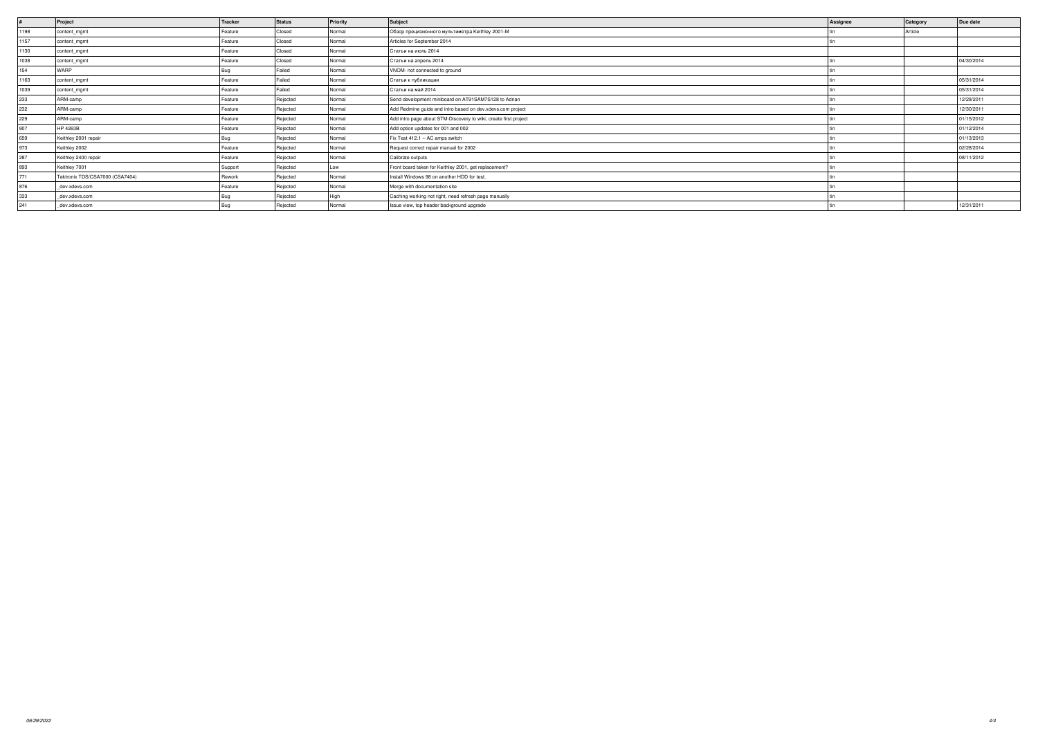| # | Project | Tracker | Status | Priority | Subject | Assignee | Category | Due date |
|---|---|---|---|---|---|---|---|---|
| 1198 | content_mgmt | Feature | Closed | Normal | Обзор прецизионного мультиметра Keithley 2001-M | tin | Article | |
| 1157 | content_mgmt | Feature | Closed | Normal | Articles for September 2014 | tin | | |
| 1130 | content_mgmt | Feature | Closed | Normal | Статьи на июль 2014 | | | |
| 1038 | content_mgmt | Feature | Closed | Normal | Статьи на апрель 2014 | tin | | 04/30/2014 |
| 154 | WARP | Bug | Failed | Normal | VNOM- not connected to ground | tin | | |
| 1163 | content_mgmt | Feature | Failed | Normal | Статьи к публикации | tin | | 05/31/2014 |
| 1039 | content_mgmt | Feature | Failed | Normal | Статьи на май 2014 | tin | | 05/31/2014 |
| 233 | ARM-camp | Feature | Rejected | Normal | Send development miniboard on AT91SAM7S128 to Adrian | tin | | 12/28/2011 |
| 232 | ARM-camp | Feature | Rejected | Normal | Add Redmine guide and intro based on dev.xdevs.com project | tin | | 12/30/2011 |
| 229 | ARM-camp | Feature | Rejected | Normal | Add intro page about STM-Discovery to wiki, create first project | tin | | 01/15/2012 |
| 907 | HP 4263B | Feature | Rejected | Normal | Add option updates for 001 and 002 | tin | | 01/12/2014 |
| 659 | Keithley 2001 repair | Bug | Rejected | Normal | Fix Test 412.1 -- AC amps switch | tin | | 01/13/2013 |
| 973 | Keithley 2002 | Feature | Rejected | Normal | Request correct repair manual for 2002 | tin | | 02/28/2014 |
| 287 | Keithley 2400 repair | Feature | Rejected | Normal | Calibrate outputs | tin | | 08/11/2012 |
| 893 | Keithley 7001 | Support | Rejected | Low | Front board taken for Keithley 2001, get replacement? | tin | | |
| 771 | Tektronix TDS/CSA7000 (CSA7404) | Rework | Rejected | Normal | Install Windows 98 on another HDD for test. | tin | | |
| 876 | _dev.xdevs.com | Feature | Rejected | Normal | Merge with documentation site | tin | | |
| 333 | _dev.xdevs.com | Bug | Rejected | High | Caching working not right, need refresh page manually | tin | | |
| 241 | _dev.xdevs.com | Bug | Rejected | Normal | Issue view, top header background upgrade | tin | | 12/31/2011 |